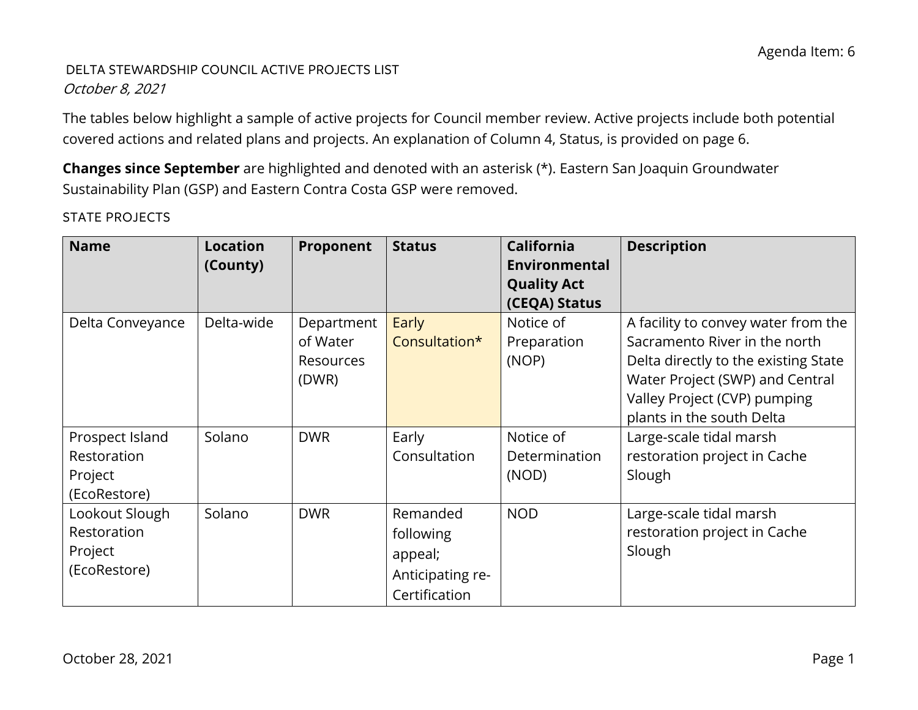Agenda Item: 6

DELTA STEWARDSHIP COUNCIL ACTIVE PROJECTS LIST

*October 8, 2021*

The tables below highlight a sample of active projects for Council member review. Active projects include both potential covered actions and related plans and projects. An explanation of Column 4, Status, is provided on page 6.

**Changes since September** are highlighted and denoted with an asterisk (*). Eastern San Joaquin Groundwater Sustainability Plan (GSP) and Eastern Contra Costa GSP were removed.

STATE PROJECTS

| Name | Location (County) | Proponent | Status | California Environmental Quality Act (CEQA) Status | Description |
|---|---|---|---|---|---|
| Delta Conveyance | Delta-wide | Department of Water Resources (DWR) | Early Consultation* | Notice of Preparation (NOP) | A facility to convey water from the Sacramento River in the north Delta directly to the existing State Water Project (SWP) and Central Valley Project (CVP) pumping plants in the south Delta |
| Prospect Island Restoration Project (EcoRestore) | Solano | DWR | Early Consultation | Notice of Determination (NOD) | Large-scale tidal marsh restoration project in Cache Slough |
| Lookout Slough Restoration Project (EcoRestore) | Solano | DWR | Remanded following appeal; Anticipating re-Certification | NOD | Large-scale tidal marsh restoration project in Cache Slough |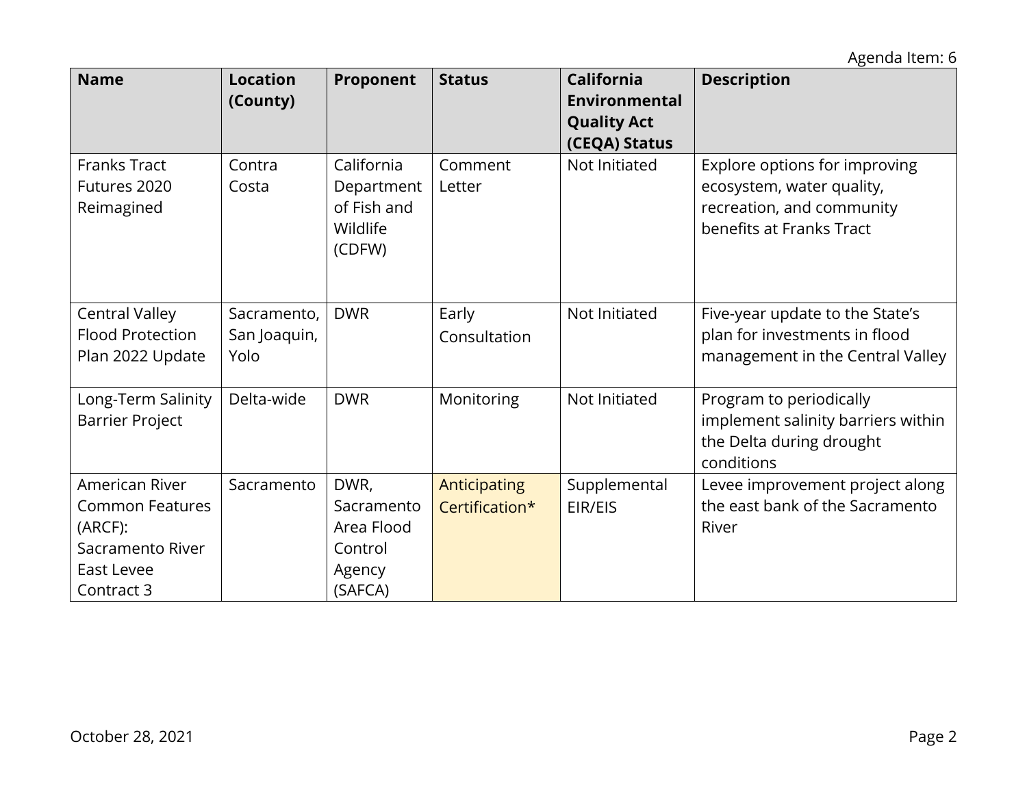Agenda Item: 6

| Name | Location (County) | Proponent | Status | California Environmental Quality Act (CEQA) Status | Description |
|---|---|---|---|---|---|
| Franks Tract Futures 2020 Reimagined | Contra Costa | California Department of Fish and Wildlife (CDFW) | Comment Letter | Not Initiated | Explore options for improving ecosystem, water quality, recreation, and community benefits at Franks Tract |
| Central Valley Flood Protection Plan 2022 Update | Sacramento, San Joaquin, Yolo | DWR | Early Consultation | Not Initiated | Five-year update to the State's plan for investments in flood management in the Central Valley |
| Long-Term Salinity Barrier Project | Delta-wide | DWR | Monitoring | Not Initiated | Program to periodically implement salinity barriers within the Delta during drought conditions |
| American River Common Features (ARCF): Sacramento River East Levee Contract 3 | Sacramento | DWR, Sacramento Area Flood Control Agency (SAFCA) | Anticipating Certification* | Supplemental EIR/EIS | Levee improvement project along the east bank of the Sacramento River |

October 28, 2021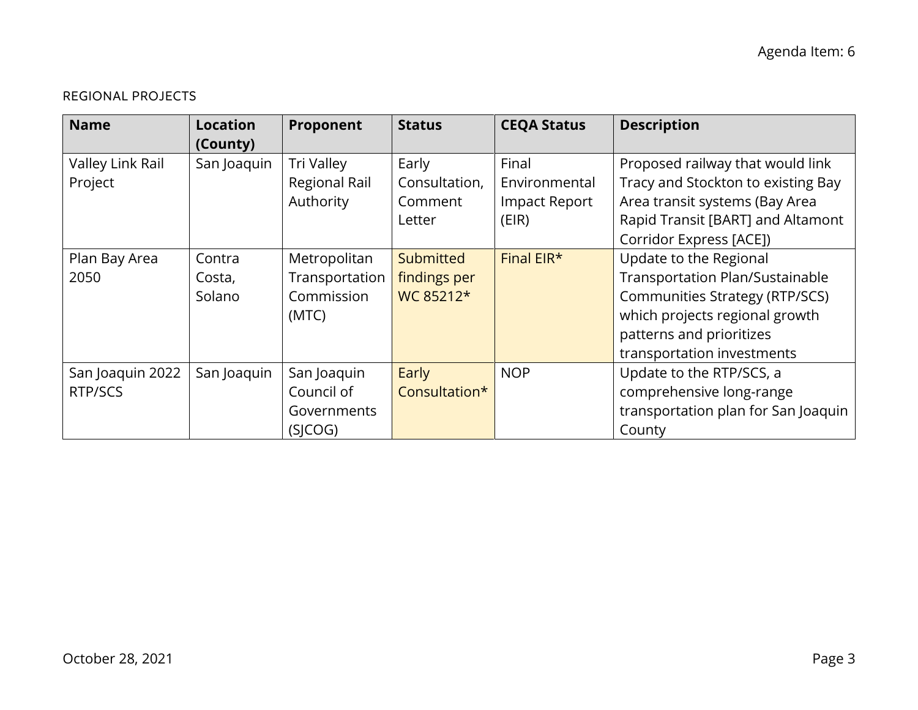REGIONAL PROJECTS

| Name | Location (County) | Proponent | Status | CEQA Status | Description |
|---|---|---|---|---|---|
| Valley Link Rail Project | San Joaquin | Tri Valley Regional Rail Authority | Early Consultation, Comment Letter | Final Environmental Impact Report (EIR) | Proposed railway that would link Tracy and Stockton to existing Bay Area transit systems (Bay Area Rapid Transit [BART] and Altamont Corridor Express [ACE]) |
| Plan Bay Area 2050 | Contra Costa, Solano | Metropolitan Transportation Commission (MTC) | Submitted findings per WC 85212* | Final EIR* | Update to the Regional Transportation Plan/Sustainable Communities Strategy (RTP/SCS) which projects regional growth patterns and prioritizes transportation investments |
| San Joaquin 2022 RTP/SCS | San Joaquin | San Joaquin Council of Governments (SJCOG) | Early Consultation* | NOP | Update to the RTP/SCS, a comprehensive long-range transportation plan for San Joaquin County |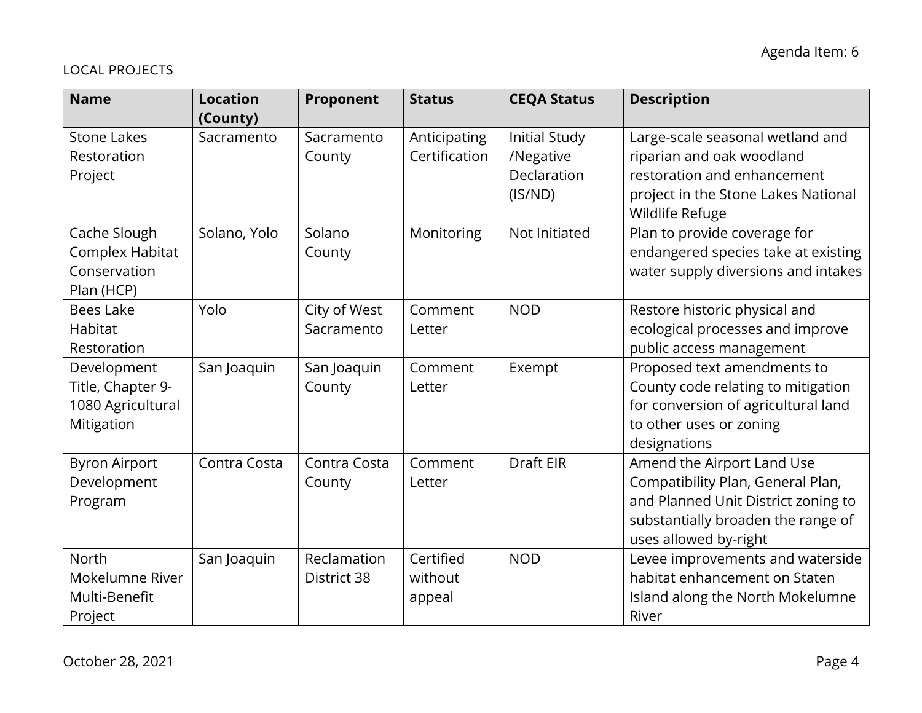LOCAL PROJECTS

| Name | Location (County) | Proponent | Status | CEQA Status | Description |
|---|---|---|---|---|---|
| Stone Lakes Restoration Project | Sacramento | Sacramento County | Anticipating Certification | Initial Study /Negative Declaration (IS/ND) | Large-scale seasonal wetland and riparian and oak woodland restoration and enhancement project in the Stone Lakes National Wildlife Refuge |
| Cache Slough Complex Habitat Conservation Plan (HCP) | Solano, Yolo | Solano County | Monitoring | Not Initiated | Plan to provide coverage for endangered species take at existing water supply diversions and intakes |
| Bees Lake Habitat Restoration | Yolo | City of West Sacramento | Comment Letter | NOD | Restore historic physical and ecological processes and improve public access management |
| Development Title, Chapter 9-1080 Agricultural Mitigation | San Joaquin | San Joaquin County | Comment Letter | Exempt | Proposed text amendments to County code relating to mitigation for conversion of agricultural land to other uses or zoning designations |
| Byron Airport Development Program | Contra Costa | Contra Costa County | Comment Letter | Draft EIR | Amend the Airport Land Use Compatibility Plan, General Plan, and Planned Unit District zoning to substantially broaden the range of uses allowed by-right |
| North Mokelumne River Multi-Benefit Project | San Joaquin | Reclamation District 38 | Certified without appeal | NOD | Levee improvements and waterside habitat enhancement on Staten Island along the North Mokelumne River |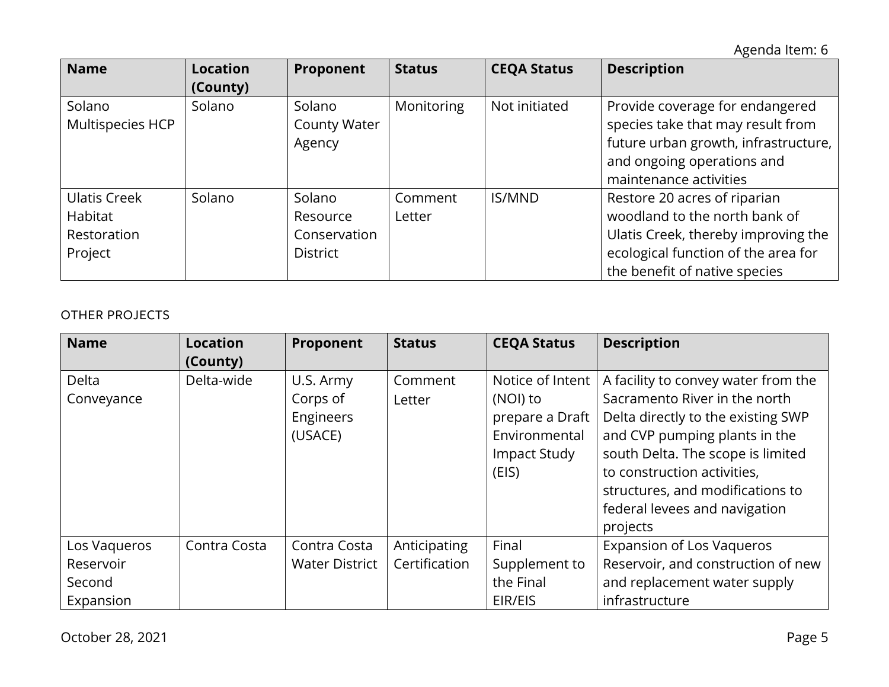| Name | Location (County) | Proponent | Status | CEQA Status | Description |
| --- | --- | --- | --- | --- | --- |
| Solano Multispecies HCP | Solano | Solano County Water Agency | Monitoring | Not initiated | Provide coverage for endangered species take that may result from future urban growth, infrastructure, and ongoing operations and maintenance activities |
| Ulatis Creek Habitat Restoration Project | Solano | Solano Resource Conservation District | Comment Letter | IS/MND | Restore 20 acres of riparian woodland to the north bank of Ulatis Creek, thereby improving the ecological function of the area for the benefit of native species |

OTHER PROJECTS

| Name | Location (County) | Proponent | Status | CEQA Status | Description |
| --- | --- | --- | --- | --- | --- |
| Delta Conveyance | Delta-wide | U.S. Army Corps of Engineers (USACE) | Comment Letter | Notice of Intent (NOI) to prepare a Draft Environmental Impact Study (EIS) | A facility to convey water from the Sacramento River in the north Delta directly to the existing SWP and CVP pumping plants in the south Delta. The scope is limited to construction activities, structures, and modifications to federal levees and navigation projects |
| Los Vaqueros Reservoir Second Expansion | Contra Costa | Contra Costa Water District | Anticipating Certification | Final Supplement to the Final EIR/EIS | Expansion of Los Vaqueros Reservoir, and construction of new and replacement water supply infrastructure |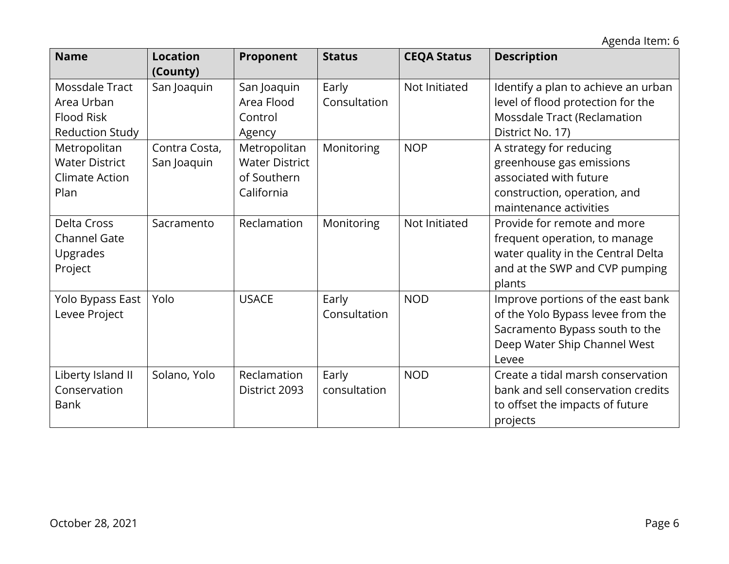| Name | Location (County) | Proponent | Status | CEQA Status | Description |
| --- | --- | --- | --- | --- | --- |
| Mossdale Tract Area Urban Flood Risk Reduction Study | San Joaquin | San Joaquin Area Flood Control Agency | Early Consultation | Not Initiated | Identify a plan to achieve an urban level of flood protection for the Mossdale Tract (Reclamation District No. 17) |
| Metropolitan Water District Climate Action Plan | Contra Costa, San Joaquin | Metropolitan Water District of Southern California | Monitoring | NOP | A strategy for reducing greenhouse gas emissions associated with future construction, operation, and maintenance activities |
| Delta Cross Channel Gate Upgrades Project | Sacramento | Reclamation | Monitoring | Not Initiated | Provide for remote and more frequent operation, to manage water quality in the Central Delta and at the SWP and CVP pumping plants |
| Yolo Bypass East Levee Project | Yolo | USACE | Early Consultation | NOD | Improve portions of the east bank of the Yolo Bypass levee from the Sacramento Bypass south to the Deep Water Ship Channel West Levee |
| Liberty Island II Conservation Bank | Solano, Yolo | Reclamation District 2093 | Early consultation | NOD | Create a tidal marsh conservation bank and sell conservation credits to offset the impacts of future projects |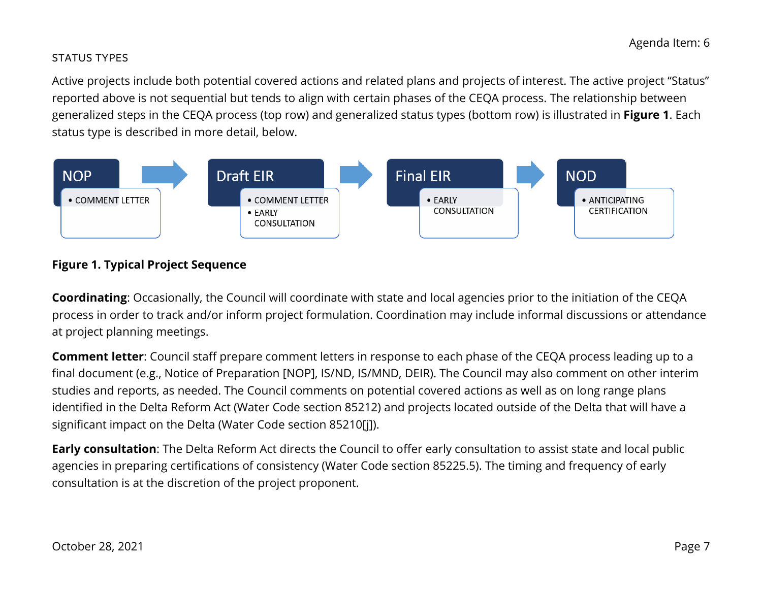## STATUS TYPES

Active projects include both potential covered actions and related plans and projects of interest. The active project "Status" reported above is not sequential but tends to align with certain phases of the CEQA process. The relationship between generalized steps in the CEQA process (top row) and generalized status types (bottom row) is illustrated in **Figure 1**. Each status type is described in more detail, below.

| NOP | Draft EIR | Final EIR | NOD |
| --- | --- | --- | --- |
| • COMMENT LETTER | • COMMENT LETTER<br>• EARLY CONSULTATION | • EARLY CONSULTATION | • ANTICIPATING CERTIFICATION |

**Figure 1. Typical Project Sequence**

**Coordinating**: Occasionally, the Council will coordinate with state and local agencies prior to the initiation of the CEQA process in order to track and/or inform project formulation. Coordination may include informal discussions or attendance at project planning meetings.

**Comment letter**: Council staff prepare comment letters in response to each phase of the CEQA process leading up to a final document (e.g., Notice of Preparation [NOP], IS/ND, IS/MND, DEIR). The Council may also comment on other interim studies and reports, as needed. The Council comments on potential covered actions as well as on long range plans identified in the Delta Reform Act (Water Code section 85212) and projects located outside of the Delta that will have a significant impact on the Delta (Water Code section 85210[j]).

**Early consultation**: The Delta Reform Act directs the Council to offer early consultation to assist state and local public agencies in preparing certifications of consistency (Water Code section 85225.5). The timing and frequency of early consultation is at the discretion of the project proponent.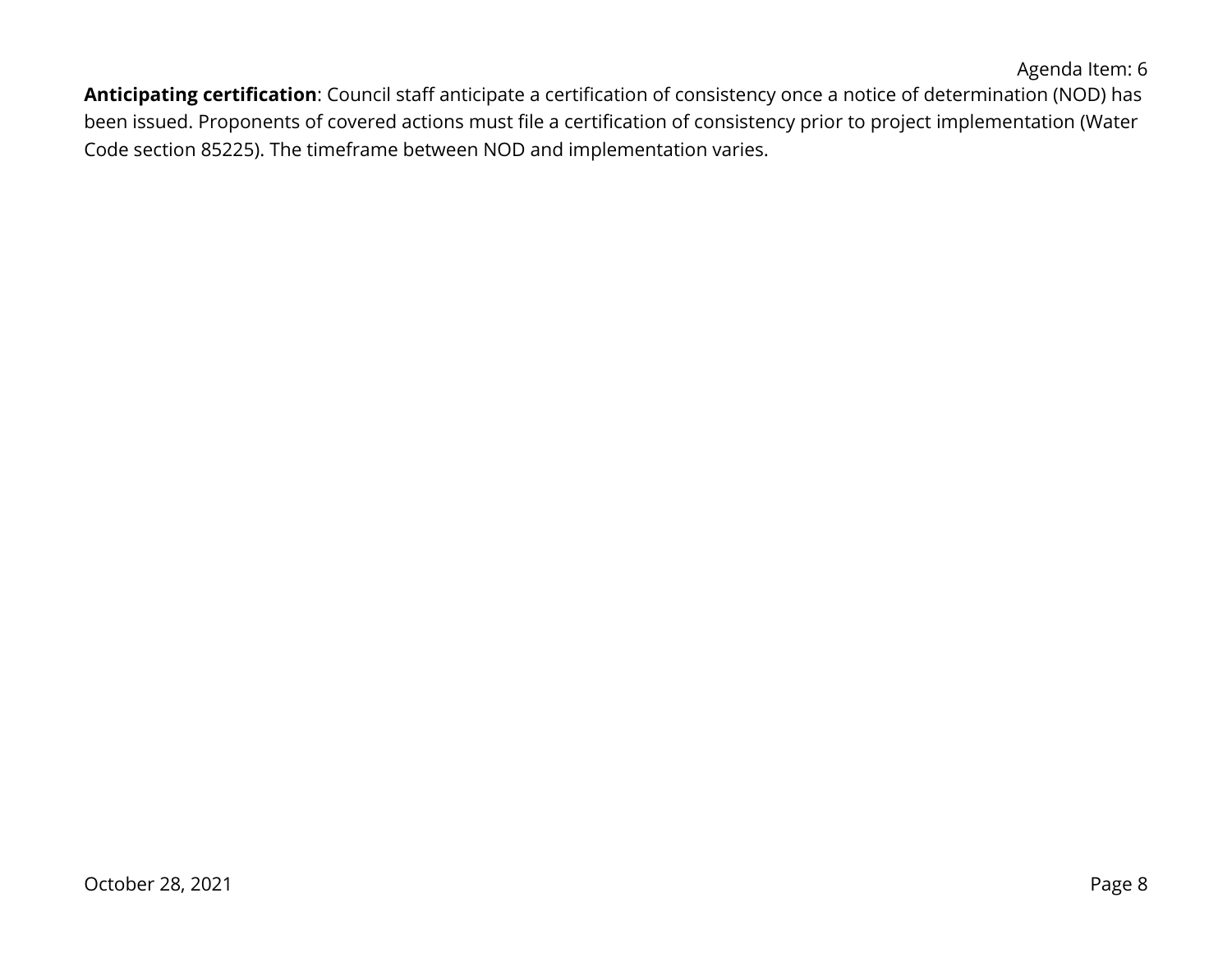**Anticipating certification**: Council staff anticipate a certification of consistency once a notice of determination (NOD) has been issued. Proponents of covered actions must file a certification of consistency prior to project implementation (Water Code section 85225). The timeframe between NOD and implementation varies.